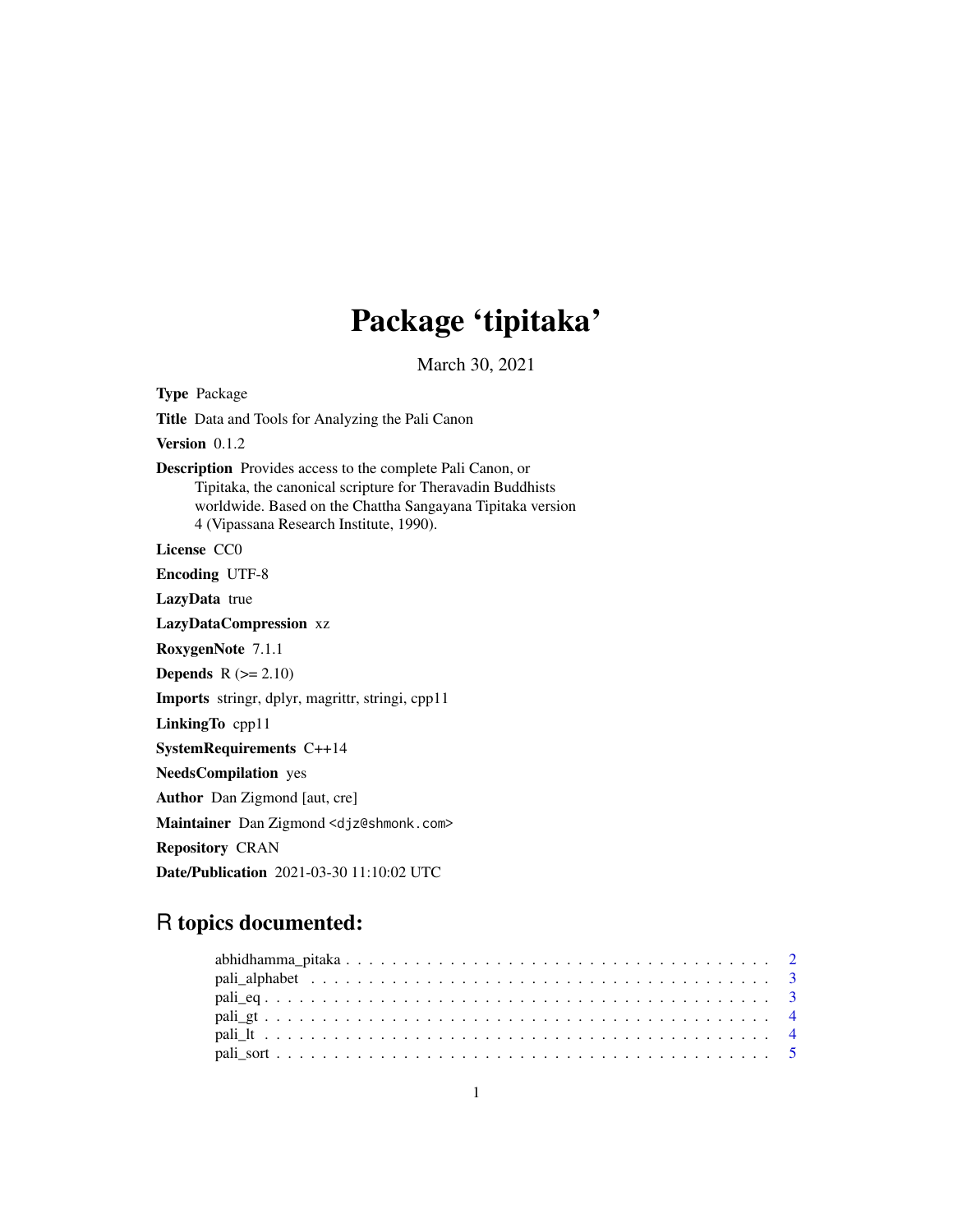# Package 'tipitaka'

March 30, 2021

**Type** Package

**Title** Data and Tools for Analyzing the Pali Canon

**Version** 0.1.2

**Description** Provides access to the complete Pali Canon, or Tipitaka, the canonical scripture for Theravadin Buddhists worldwide. Based on the Chattha Sangayana Tipitaka version 4 (Vipassana Research Institute, 1990).

**License** CC0

**Encoding** UTF-8

**LazyData** true

**LazyDataCompression** xz

**RoxygenNote** 7.1.1

**Depends** R (>= 2.10)

**Imports** stringr, dplyr, magrittr, stringi, cpp11

**LinkingTo** cpp11

**SystemRequirements** C++14

**NeedsCompilation** yes

**Author** Dan Zigmond [aut, cre]

**Maintainer** Dan Zigmond <djz@shmonk.com>

**Repository** CRAN

**Date/Publication** 2021-03-30 11:10:02 UTC

## R topics documented:

- abhidhamma_pitaka . . . . . . . . . . . . . . . . . . . . . . . . . . . . . . . . . . . 2
- pali_alphabet . . . . . . . . . . . . . . . . . . . . . . . . . . . . . . . . . . . . . . 3
- pali_eq . . . . . . . . . . . . . . . . . . . . . . . . . . . . . . . . . . . . . . . . . 3
- pali_gt . . . . . . . . . . . . . . . . . . . . . . . . . . . . . . . . . . . . . . . . . 4
- pali_lt . . . . . . . . . . . . . . . . . . . . . . . . . . . . . . . . . . . . . . . . . 4
- pali_sort . . . . . . . . . . . . . . . . . . . . . . . . . . . . . . . . . . . . . . . . 5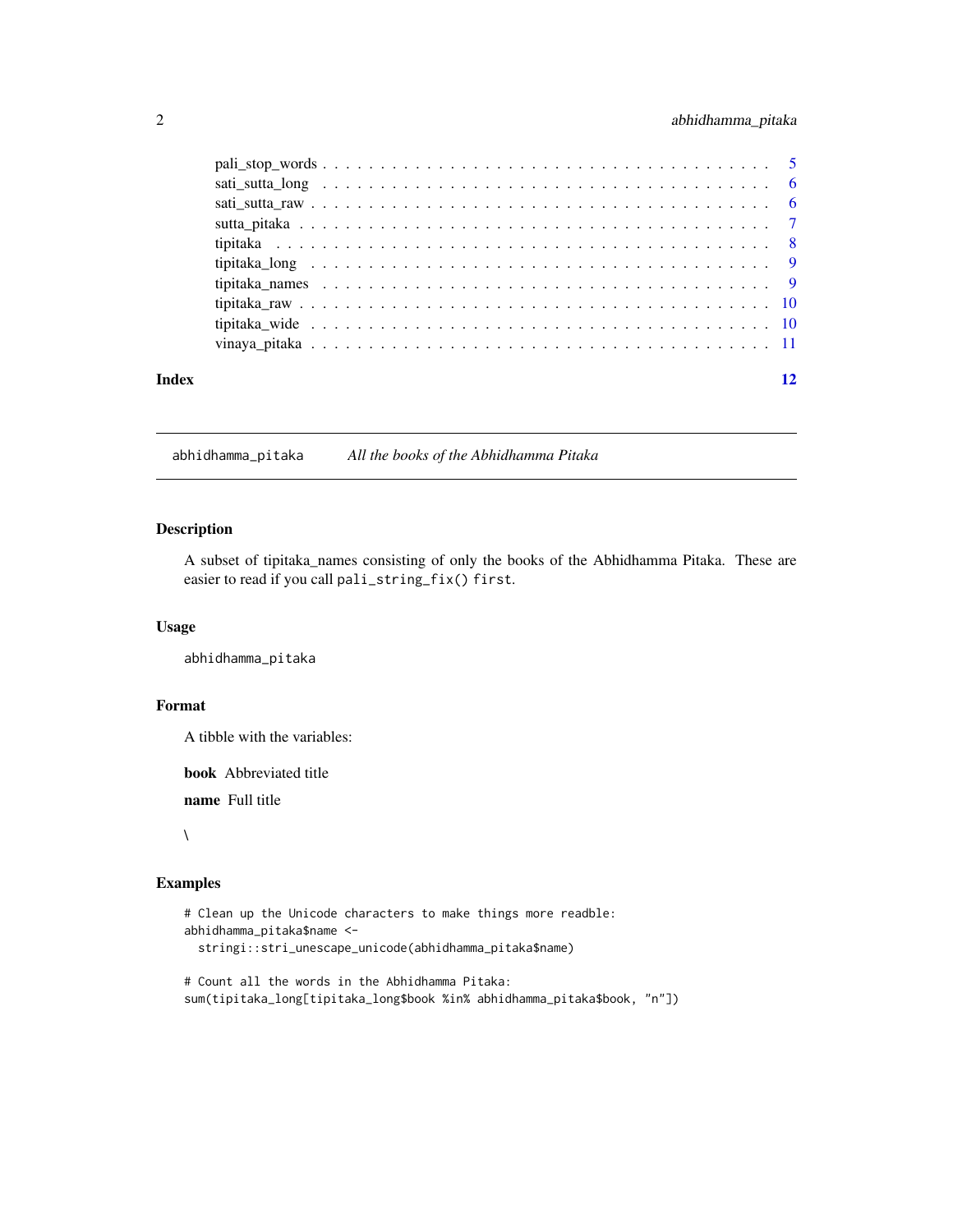pali_stop_words . . . . . . . . . . . . . . . . . . . . . . . . . . . . . . . . . . . . . 5
sati_sutta_long . . . . . . . . . . . . . . . . . . . . . . . . . . . . . . . . . . . . . 6
sati_sutta_raw . . . . . . . . . . . . . . . . . . . . . . . . . . . . . . . . . . . . . 6
sutta_pitaka . . . . . . . . . . . . . . . . . . . . . . . . . . . . . . . . . . . . . . 7
tipitaka . . . . . . . . . . . . . . . . . . . . . . . . . . . . . . . . . . . . . . . . 8
tipitaka_long . . . . . . . . . . . . . . . . . . . . . . . . . . . . . . . . . . . . . 9
tipitaka_names . . . . . . . . . . . . . . . . . . . . . . . . . . . . . . . . . . . . 9
tipitaka_raw . . . . . . . . . . . . . . . . . . . . . . . . . . . . . . . . . . . . . 10
tipitaka_wide . . . . . . . . . . . . . . . . . . . . . . . . . . . . . . . . . . . . . 10
vinaya_pitaka . . . . . . . . . . . . . . . . . . . . . . . . . . . . . . . . . . . . . 11

**Index** **12**

---

`abhidhamma_pitaka` *All the books of the Abhidhamma Pitaka*

---

## Description

A subset of tipitaka_names consisting of only the books of the Abhidhamma Pitaka. These are easier to read if you call `pali_string_fix() first`.

## Usage

```
abhidhamma_pitaka
```

## Format

A tibble with the variables:

**book** Abbreviated title

**name** Full title

\

## Examples

```
# Clean up the Unicode characters to make things more readble:
abhidhamma_pitaka$name <-
  stringi::stri_unescape_unicode(abhidhamma_pitaka$name)

# Count all the words in the Abhidhamma Pitaka:
sum(tipitaka_long[tipitaka_long$book %in% abhidhamma_pitaka$book, "n"])
```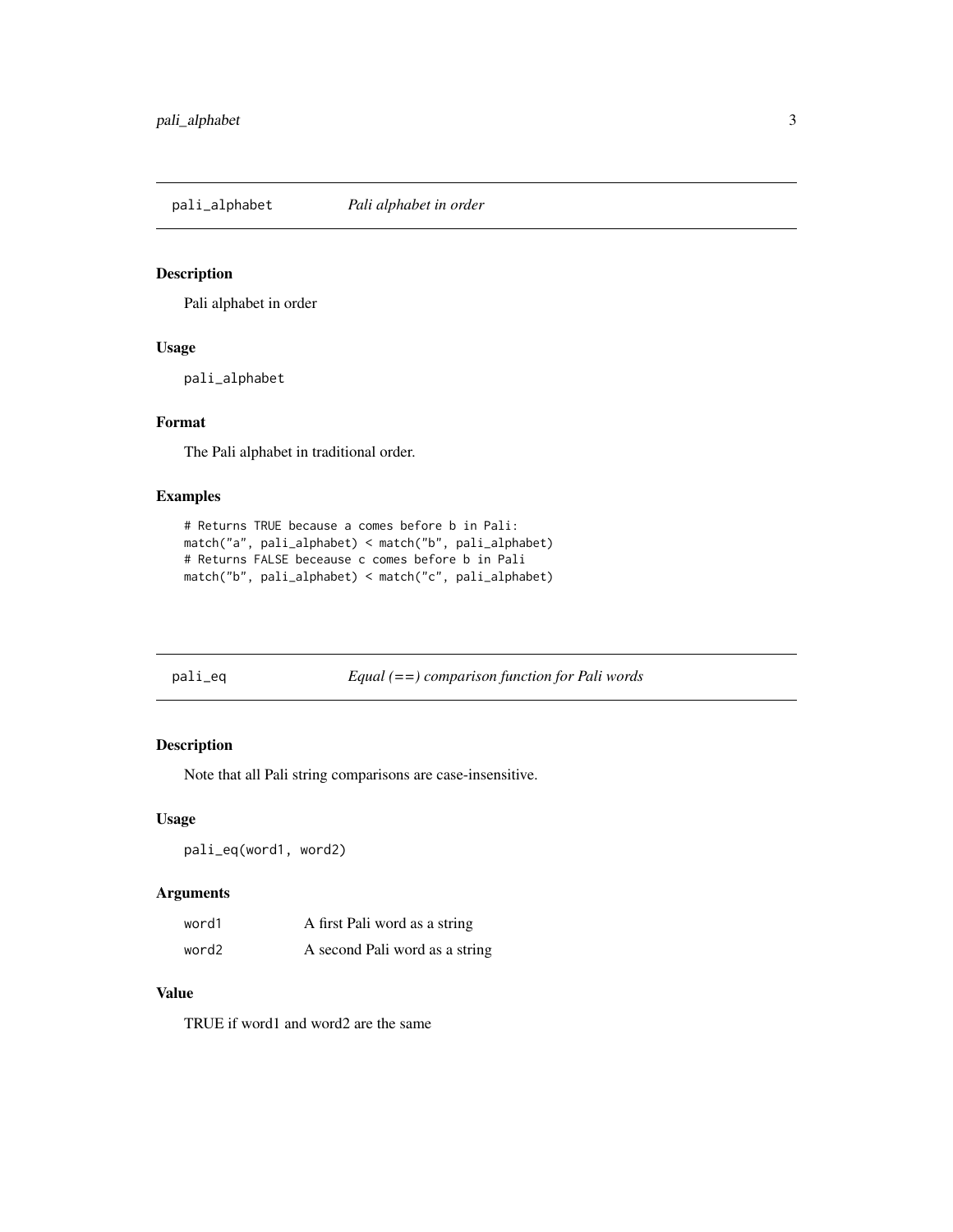## `pali_alphabet` *Pali alphabet in order*

### Description

Pali alphabet in order

### Usage

```
pali_alphabet
```

### Format

The Pali alphabet in traditional order.

### Examples

```
# Returns TRUE because a comes before b in Pali:
match("a", pali_alphabet) < match("b", pali_alphabet)
# Returns FALSE beceause c comes before b in Pali
match("b", pali_alphabet) < match("c", pali_alphabet)
```

## `pali_eq` *Equal (==) comparison function for Pali words*

### Description

Note that all Pali string comparisons are case-insensitive.

### Usage

```
pali_eq(word1, word2)
```

### Arguments

| | |
|---|---|
| `word1` | A first Pali word as a string |
| `word2` | A second Pali word as a string |

### Value

TRUE if word1 and word2 are the same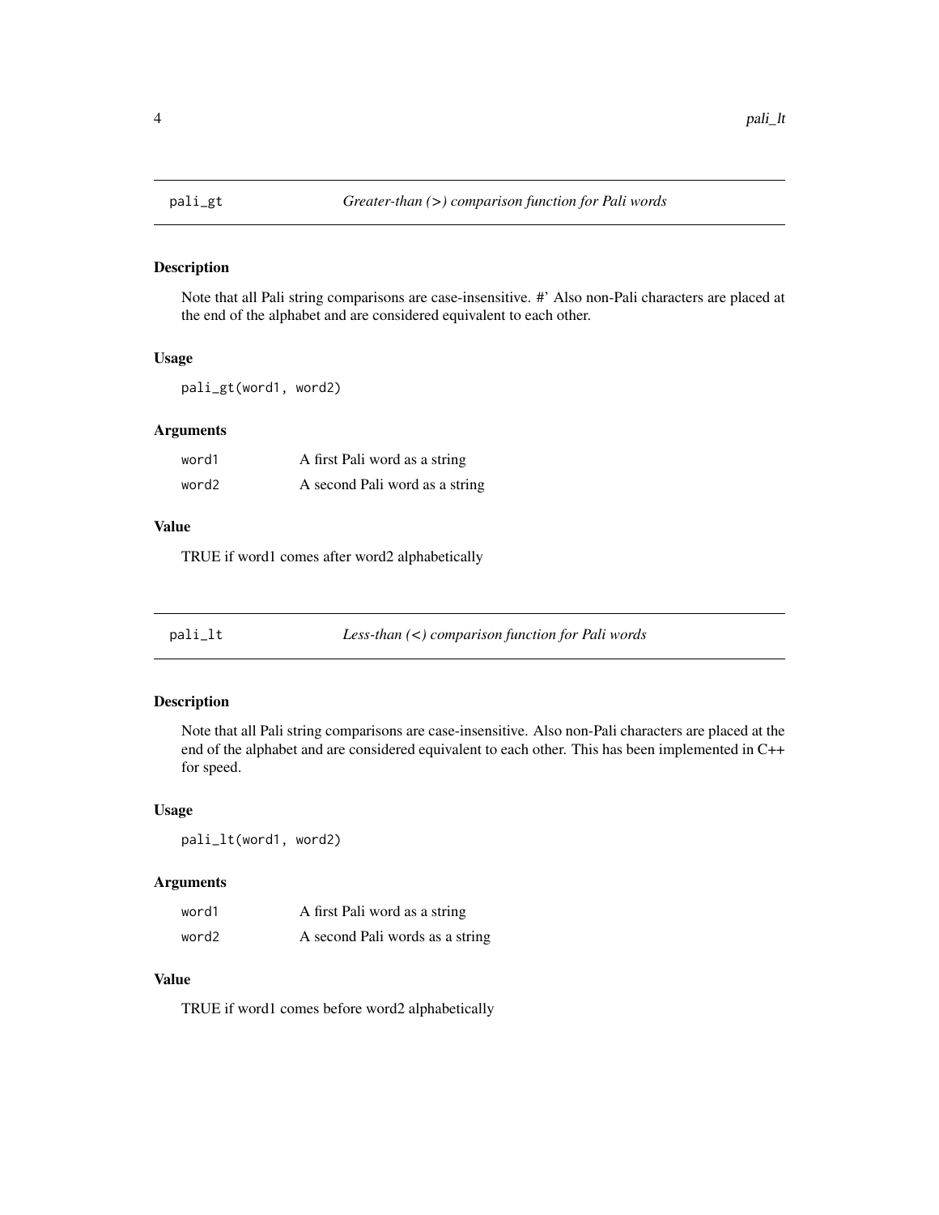## pali_gt — *Greater-than (>) comparison function for Pali words*

### Description

Note that all Pali string comparisons are case-insensitive. #' Also non-Pali characters are placed at the end of the alphabet and are considered equivalent to each other.

### Usage

```
pali_gt(word1, word2)
```

### Arguments

| | |
|---|---|
| word1 | A first Pali word as a string |
| word2 | A second Pali word as a string |

### Value

TRUE if word1 comes after word2 alphabetically

## pali_lt — *Less-than (<) comparison function for Pali words*

### Description

Note that all Pali string comparisons are case-insensitive. Also non-Pali characters are placed at the end of the alphabet and are considered equivalent to each other. This has been implemented in C++ for speed.

### Usage

```
pali_lt(word1, word2)
```

### Arguments

| | |
|---|---|
| word1 | A first Pali word as a string |
| word2 | A second Pali words as a string |

### Value

TRUE if word1 comes before word2 alphabetically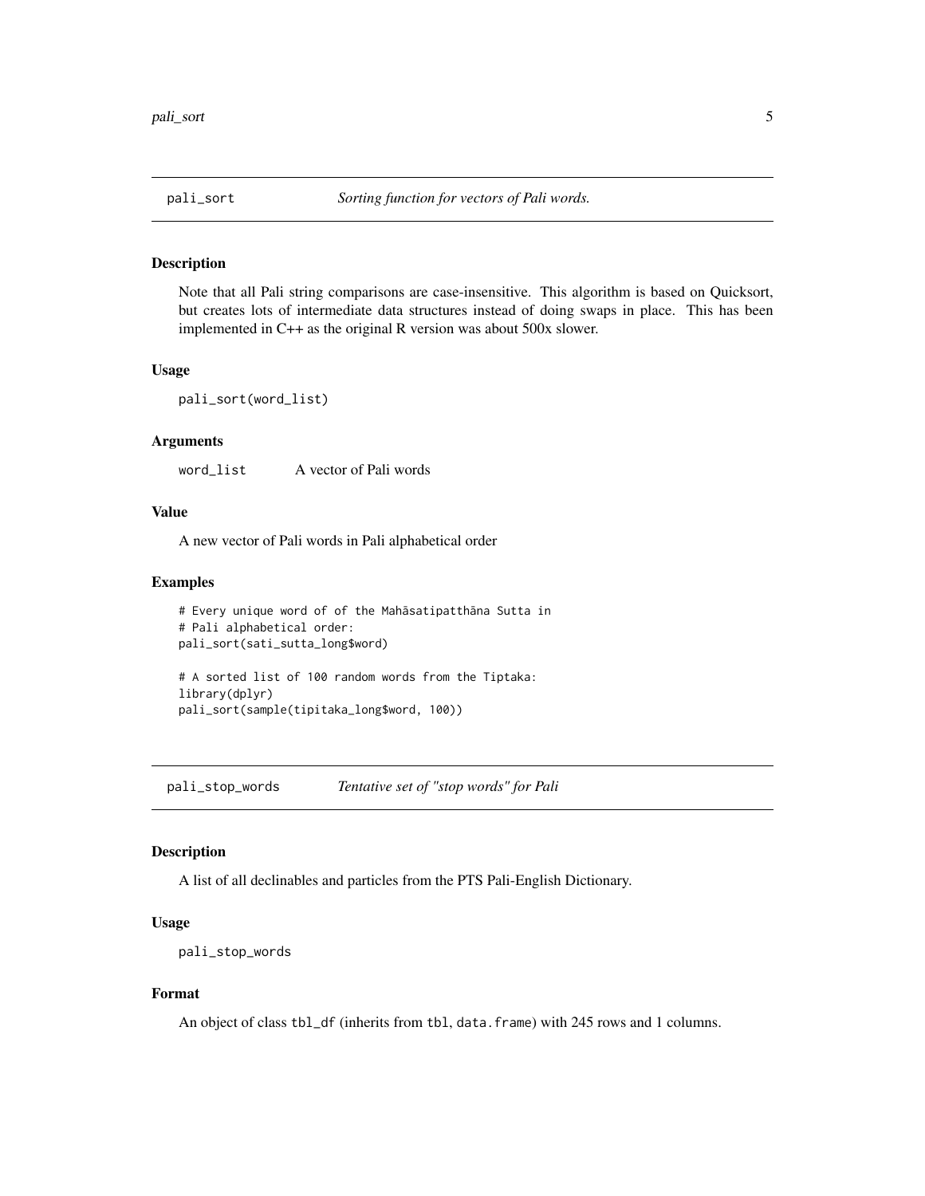## pali_sort — *Sorting function for vectors of Pali words.*

### Description

Note that all Pali string comparisons are case-insensitive. This algorithm is based on Quicksort, but creates lots of intermediate data structures instead of doing swaps in place. This has been implemented in C++ as the original R version was about 500x slower.

### Usage

```
pali_sort(word_list)
```

### Arguments

| | |
|---|---|
| `word_list` | A vector of Pali words |

### Value

A new vector of Pali words in Pali alphabetical order

### Examples

```
# Every unique word of of the Mahāsatipatthāna Sutta in
# Pali alphabetical order:
pali_sort(sati_sutta_long$word)

# A sorted list of 100 random words from the Tiptaka:
library(dplyr)
pali_sort(sample(tipitaka_long$word, 100))
```

## pali_stop_words — *Tentative set of "stop words" for Pali*

### Description

A list of all declinables and particles from the PTS Pali-English Dictionary.

### Usage

```
pali_stop_words
```

### Format

An object of class `tbl_df` (inherits from `tbl`, `data.frame`) with 245 rows and 1 columns.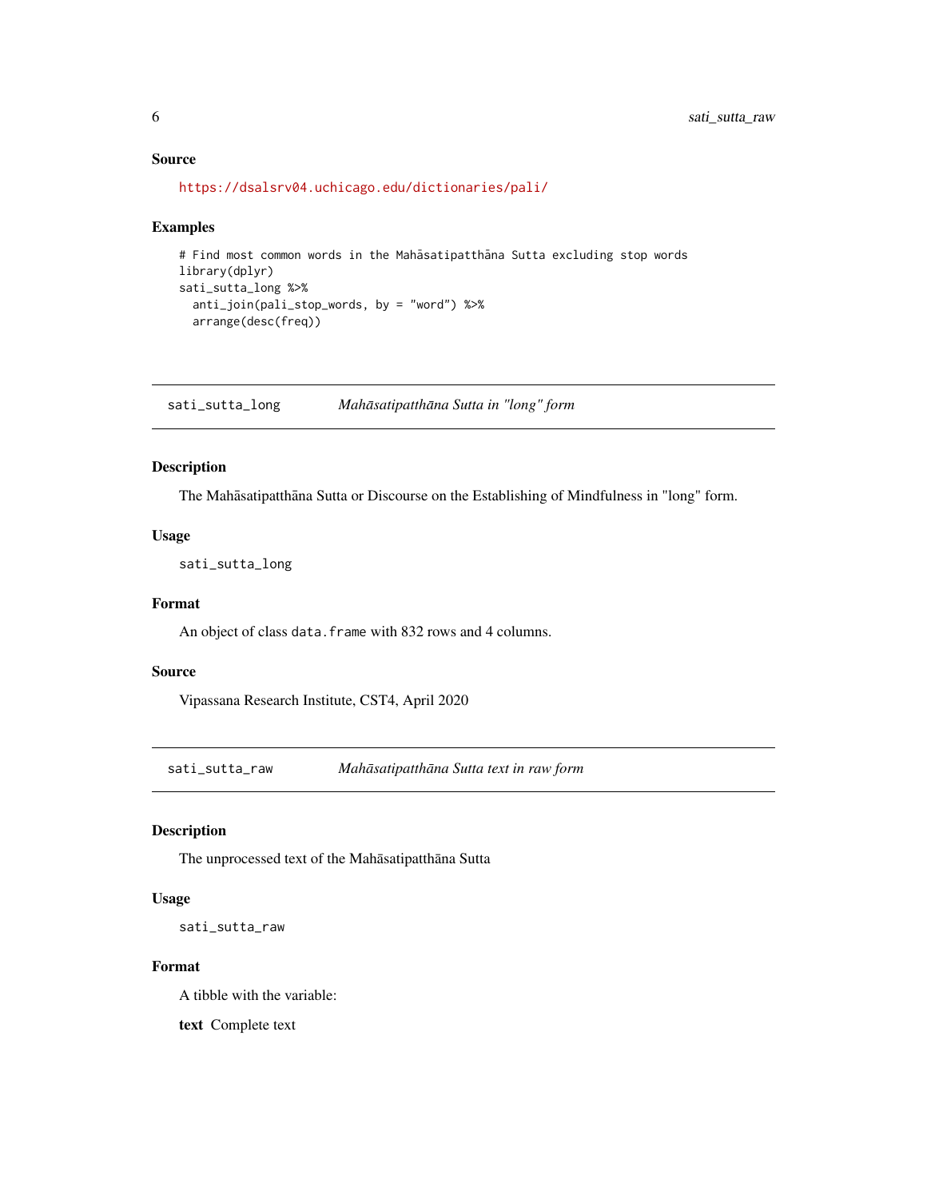### Source

https://dsalsrv04.uchicago.edu/dictionaries/pali/

### Examples

```
# Find most common words in the Mahāsatipatthāna Sutta excluding stop words
library(dplyr)
sati_sutta_long %>%
  anti_join(pali_stop_words, by = "word") %>%
  arrange(desc(freq))
```

---

## sati_sutta_long — *Mahāsatipatthāna Sutta in "long" form*

### Description

The Mahāsatipatthāna Sutta or Discourse on the Establishing of Mindfulness in "long" form.

### Usage

```
sati_sutta_long
```

### Format

An object of class `data.frame` with 832 rows and 4 columns.

### Source

Vipassana Research Institute, CST4, April 2020

---

## sati_sutta_raw — *Mahāsatipatthāna Sutta text in raw form*

### Description

The unprocessed text of the Mahāsatipatthāna Sutta

### Usage

```
sati_sutta_raw
```

### Format

A tibble with the variable:

**text** Complete text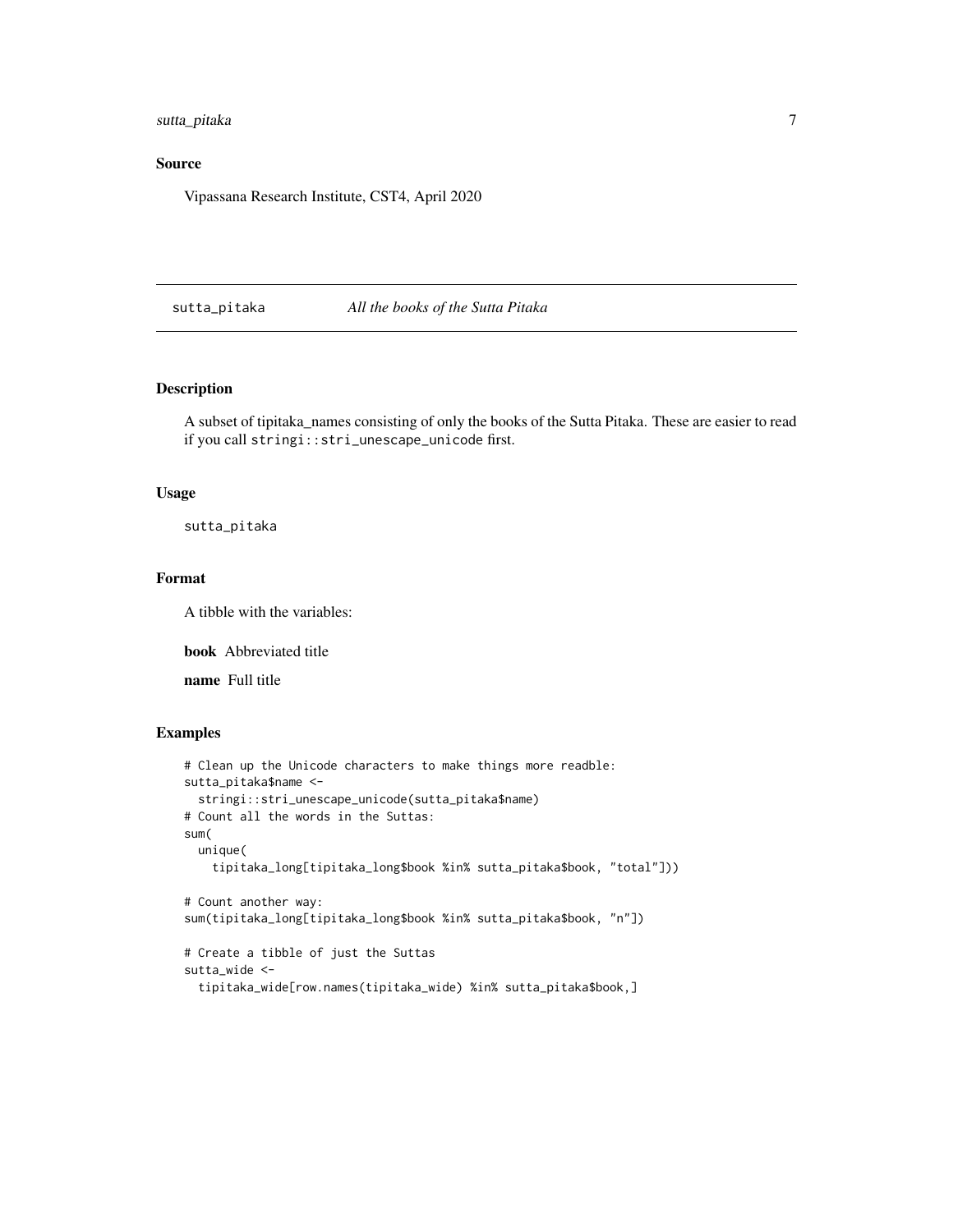## Source

Vipassana Research Institute, CST4, April 2020

---

# sutta_pitaka — *All the books of the Sutta Pitaka*

---

## Description

A subset of tipitaka_names consisting of only the books of the Sutta Pitaka. These are easier to read if you call `stringi::stri_unescape_unicode` first.

## Usage

```
sutta_pitaka
```

## Format

A tibble with the variables:

**book** Abbreviated title

**name** Full title

## Examples

```
# Clean up the Unicode characters to make things more readble:
sutta_pitaka$name <-
  stringi::stri_unescape_unicode(sutta_pitaka$name)
# Count all the words in the Suttas:
sum(
  unique(
    tipitaka_long[tipitaka_long$book %in% sutta_pitaka$book, "total"]))

# Count another way:
sum(tipitaka_long[tipitaka_long$book %in% sutta_pitaka$book, "n"])

# Create a tibble of just the Suttas
sutta_wide <-
  tipitaka_wide[row.names(tipitaka_wide) %in% sutta_pitaka$book,]
```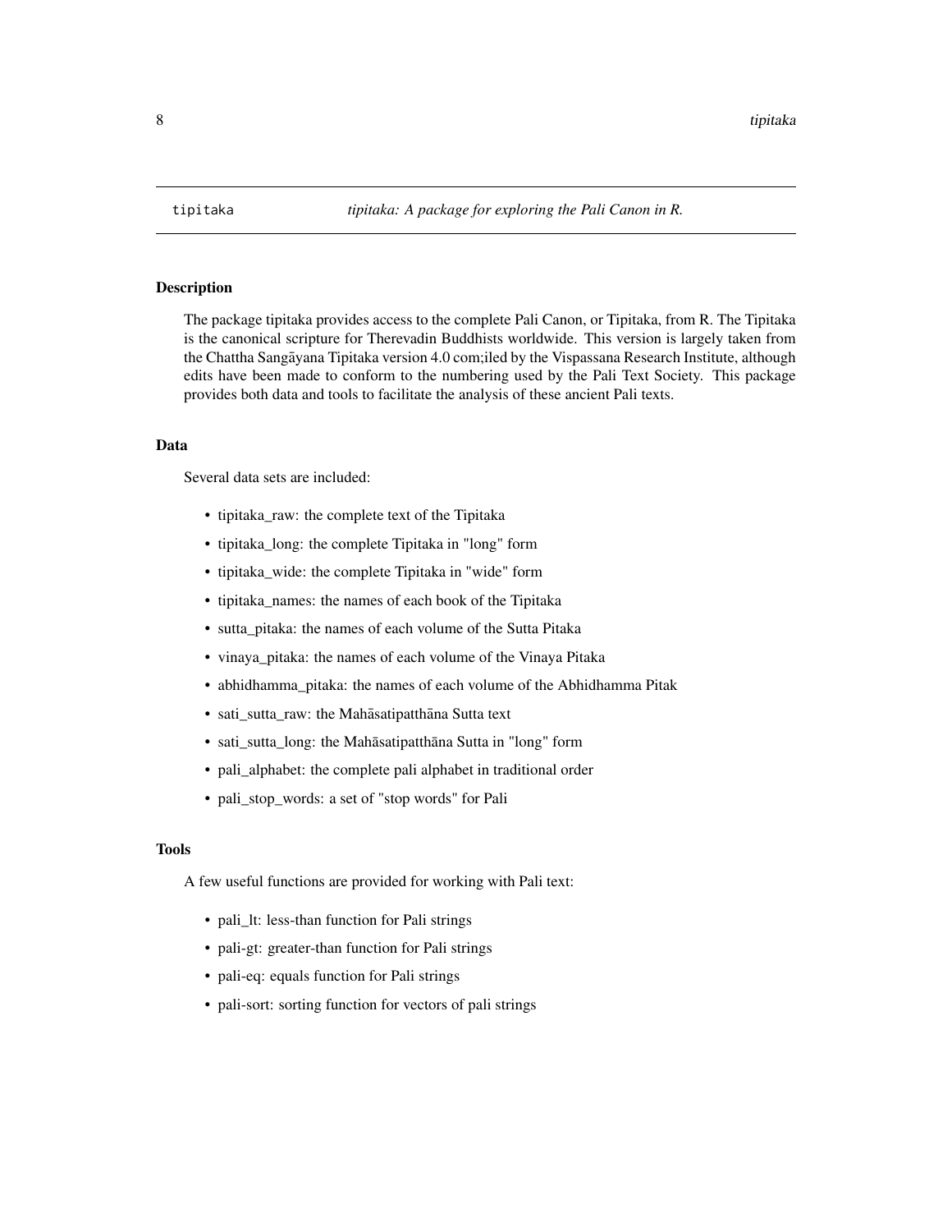`tipitaka` *tipitaka: A package for exploring the Pali Canon in R.*

## Description

The package tipitaka provides access to the complete Pali Canon, or Tipitaka, from R. The Tipitaka is the canonical scripture for Therevadin Buddhists worldwide. This version is largely taken from the Chattha Sangāyana Tipitaka version 4.0 com;iled by the Vispassana Research Institute, although edits have been made to conform to the numbering used by the Pali Text Society. This package provides both data and tools to facilitate the analysis of these ancient Pali texts.

## Data

Several data sets are included:

- tipitaka_raw: the complete text of the Tipitaka
- tipitaka_long: the complete Tipitaka in "long" form
- tipitaka_wide: the complete Tipitaka in "wide" form
- tipitaka_names: the names of each book of the Tipitaka
- sutta_pitaka: the names of each volume of the Sutta Pitaka
- vinaya_pitaka: the names of each volume of the Vinaya Pitaka
- abhidhamma_pitaka: the names of each volume of the Abhidhamma Pitak
- sati_sutta_raw: the Mahāsatipatthāna Sutta text
- sati_sutta_long: the Mahāsatipatthāna Sutta in "long" form
- pali_alphabet: the complete pali alphabet in traditional order
- pali_stop_words: a set of "stop words" for Pali

## Tools

A few useful functions are provided for working with Pali text:

- pali_lt: less-than function for Pali strings
- pali-gt: greater-than function for Pali strings
- pali-eq: equals function for Pali strings
- pali-sort: sorting function for vectors of pali strings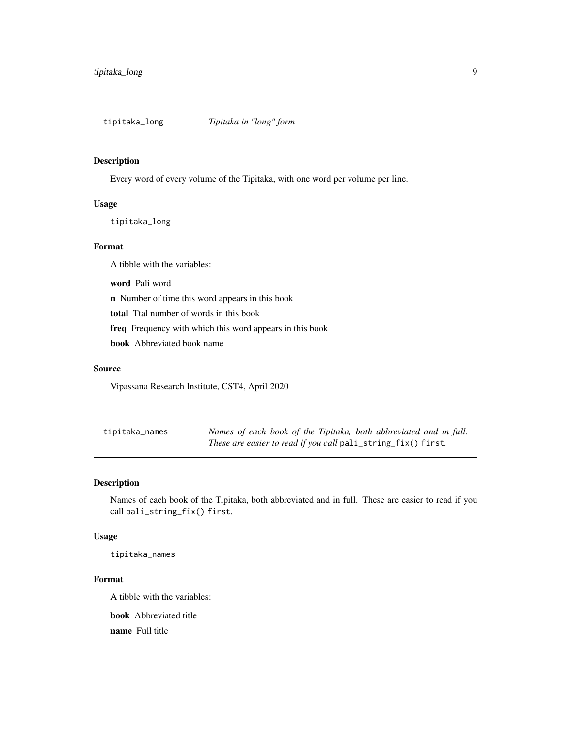## tipitaka_long *Tipitaka in "long" form*

### Description

Every word of every volume of the Tipitaka, with one word per volume per line.

### Usage

```
tipitaka_long
```

### Format

A tibble with the variables:

**word** Pali word

**n** Number of time this word appears in this book

**total** Ttal number of words in this book

**freq** Frequency with which this word appears in this book

**book** Abbreviated book name

### Source

Vipassana Research Institute, CST4, April 2020

## tipitaka_names *Names of each book of the Tipitaka, both abbreviated and in full. These are easier to read if you call `pali_string_fix()` first.*

### Description

Names of each book of the Tipitaka, both abbreviated and in full. These are easier to read if you call `pali_string_fix()` first.

### Usage

```
tipitaka_names
```

### Format

A tibble with the variables:

**book** Abbreviated title

**name** Full title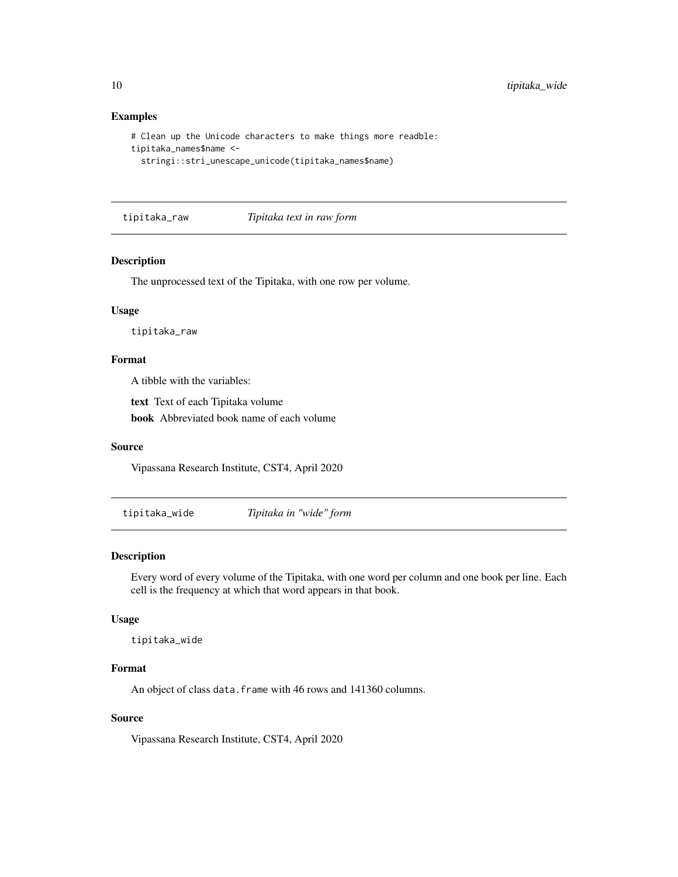### Examples

```
# Clean up the Unicode characters to make things more readble:
tipitaka_names$name <-
  stringi::stri_unescape_unicode(tipitaka_names$name)
```

## tipitaka_raw — *Tipitaka text in raw form*

### Description

The unprocessed text of the Tipitaka, with one row per volume.

### Usage

```
tipitaka_raw
```

### Format

A tibble with the variables:

**text** Text of each Tipitaka volume

**book** Abbreviated book name of each volume

### Source

Vipassana Research Institute, CST4, April 2020

## tipitaka_wide — *Tipitaka in "wide" form*

### Description

Every word of every volume of the Tipitaka, with one word per column and one book per line. Each cell is the frequency at which that word appears in that book.

### Usage

```
tipitaka_wide
```

### Format

An object of class `data.frame` with 46 rows and 141360 columns.

### Source

Vipassana Research Institute, CST4, April 2020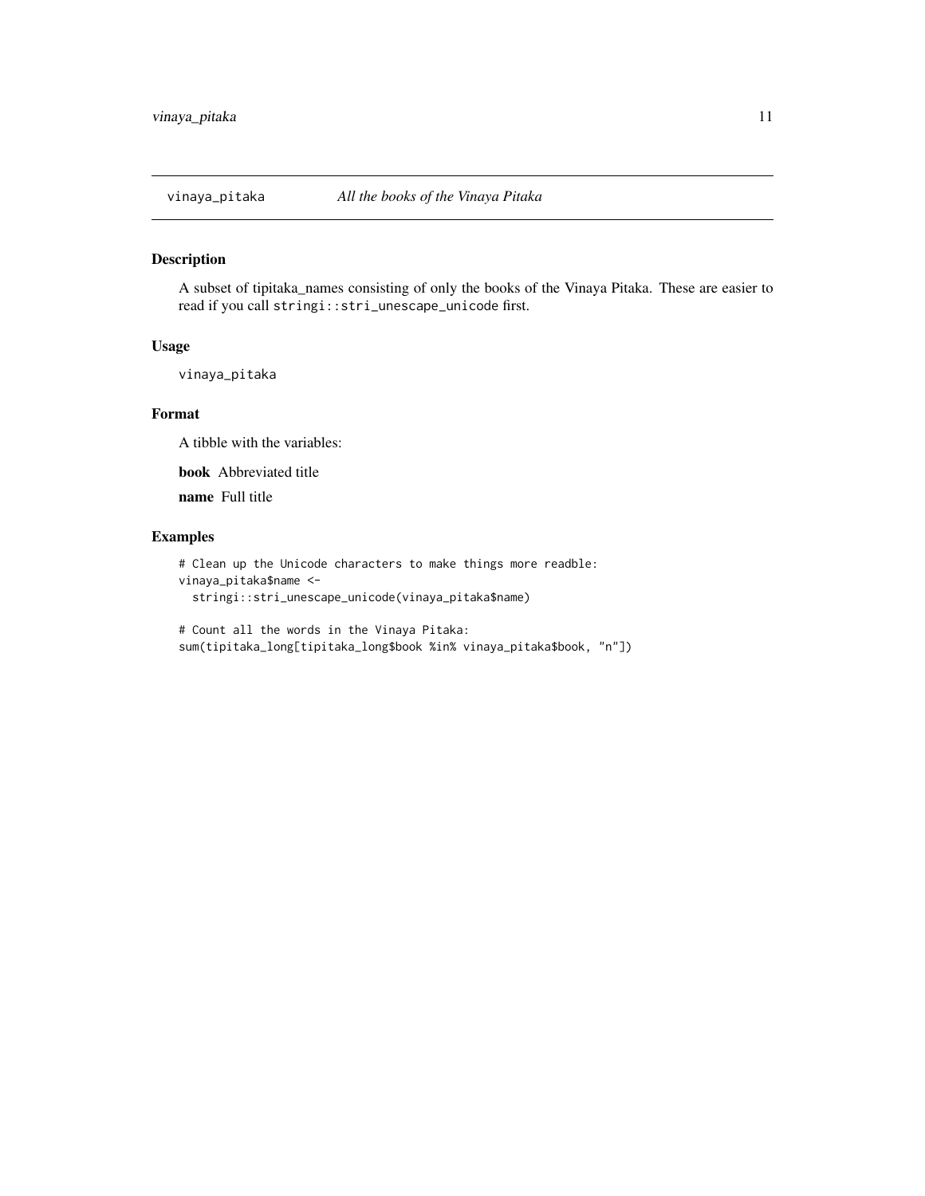# vinaya_pitaka — *All the books of the Vinaya Pitaka*

## Description

A subset of tipitaka_names consisting of only the books of the Vinaya Pitaka. These are easier to read if you call `stringi::stri_unescape_unicode` first.

## Usage

```
vinaya_pitaka
```

## Format

A tibble with the variables:

**book** Abbreviated title

**name** Full title

## Examples

```
# Clean up the Unicode characters to make things more readble:
vinaya_pitaka$name <-
  stringi::stri_unescape_unicode(vinaya_pitaka$name)

# Count all the words in the Vinaya Pitaka:
sum(tipitaka_long[tipitaka_long$book %in% vinaya_pitaka$book, "n"])
```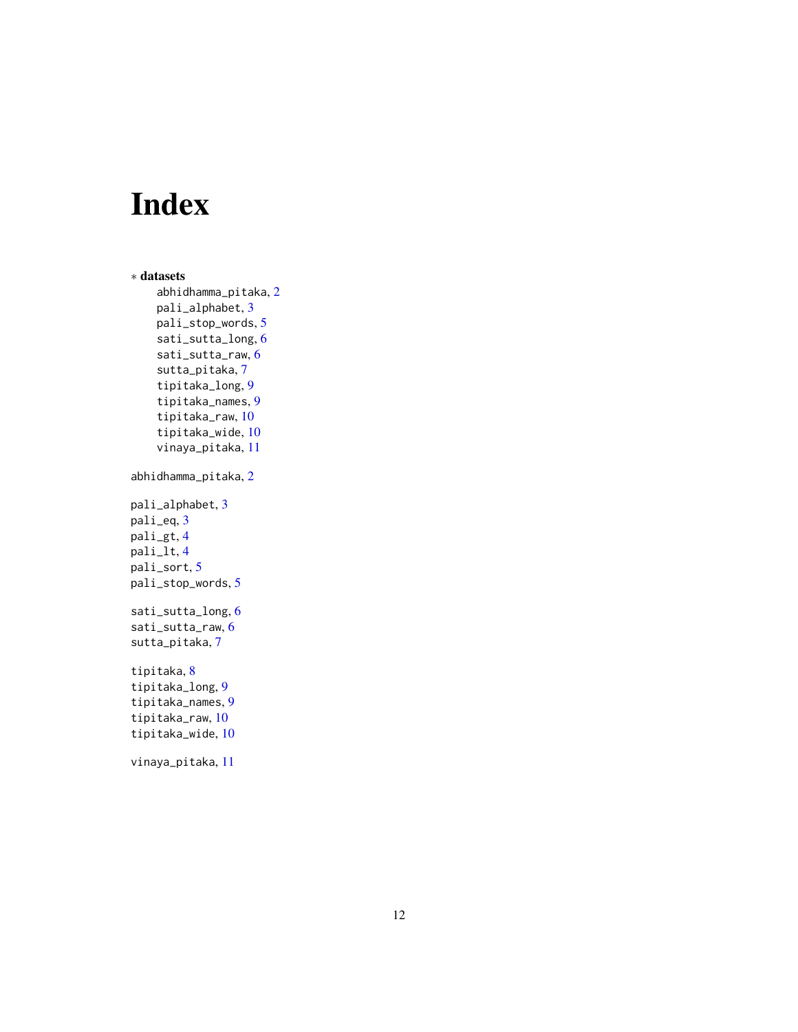# Index

∗ **datasets**

  abhidhamma_pitaka, 2
  pali_alphabet, 3
  pali_stop_words, 5
  sati_sutta_long, 6
  sati_sutta_raw, 6
  sutta_pitaka, 7
  tipitaka_long, 9
  tipitaka_names, 9
  tipitaka_raw, 10
  tipitaka_wide, 10
  vinaya_pitaka, 11

abhidhamma_pitaka, 2

pali_alphabet, 3
pali_eq, 3
pali_gt, 4
pali_lt, 4
pali_sort, 5
pali_stop_words, 5

sati_sutta_long, 6
sati_sutta_raw, 6
sutta_pitaka, 7

tipitaka, 8
tipitaka_long, 9
tipitaka_names, 9
tipitaka_raw, 10
tipitaka_wide, 10

vinaya_pitaka, 11